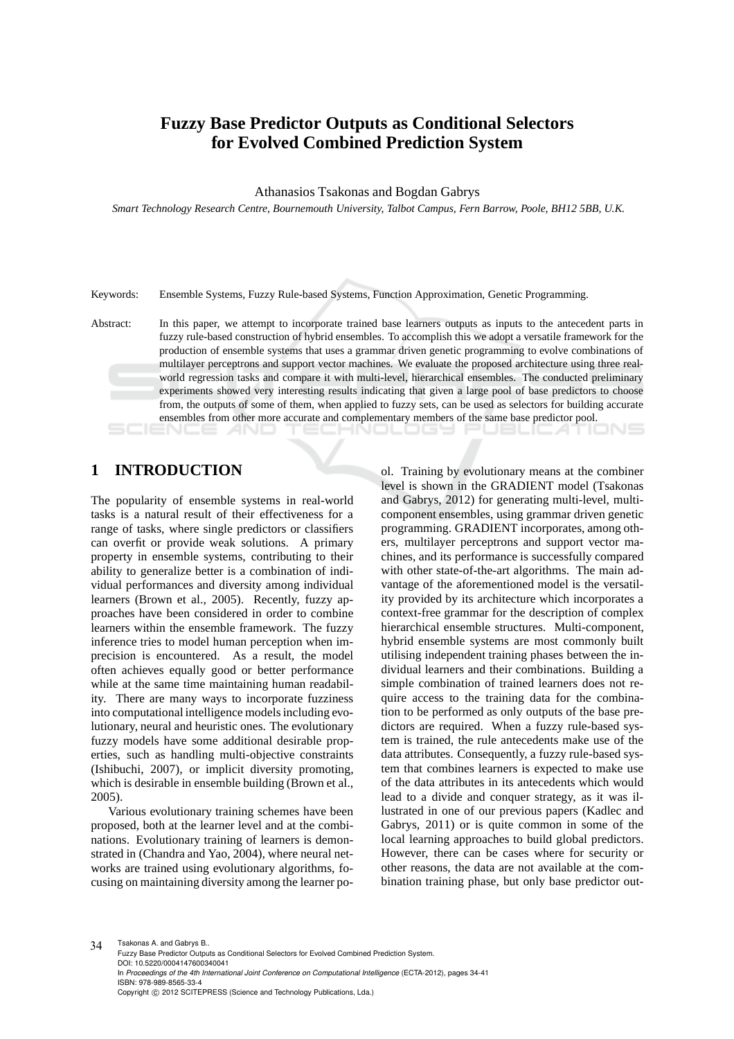# Fuzzy Base Predictor Outputs as Conditional Selectors for Evolved Combined Prediction System

Athanasios Tsakonas and Bogdan Gabrys

*Smart Technology Research Centre, Bournemouth University, Talbot Campus, Fern Barrow, Poole, BH12 5BB, U.K.*

Keywords: Ensemble Systems, Fuzzy Rule-based Systems, Function Approximation, Genetic Programming.

Abstract: In this paper, we attempt to incorporate trained base learners outputs as inputs to the antecedent parts in fuzzy rule-based construction of hybrid ensembles. To accomplish this we adopt a versatile framework for the production of ensemble systems that uses a grammar driven genetic programming to evolve combinations of multilayer perceptrons and support vector machines. We evaluate the proposed architecture using three real-world regression tasks and compare it with multi-level, hierarchical ensembles. The conducted preliminary experiments showed very interesting results indicating that given a large pool of base predictors to choose from, the outputs of some of them, when applied to fuzzy sets, can be used as selectors for building accurate ensembles from other more accurate and complementary members of the same base predictor pool.

## 1 INTRODUCTION

The popularity of ensemble systems in real-world tasks is a natural result of their effectiveness for a range of tasks, where single predictors or classifiers can overfit or provide weak solutions. A primary property in ensemble systems, contributing to their ability to generalize better is a combination of individual performances and diversity among individual learners (Brown et al., 2005). Recently, fuzzy approaches have been considered in order to combine learners within the ensemble framework. The fuzzy inference tries to model human perception when imprecision is encountered. As a result, the model often achieves equally good or better performance while at the same time maintaining human readability. There are many ways to incorporate fuzziness into computational intelligence models including evolutionary, neural and heuristic ones. The evolutionary fuzzy models have some additional desirable properties, such as handling multi-objective constraints (Ishibuchi, 2007), or implicit diversity promoting, which is desirable in ensemble building (Brown et al., 2005).

Various evolutionary training schemes have been proposed, both at the learner level and at the combinations. Evolutionary training of learners is demonstrated in (Chandra and Yao, 2004), where neural networks are trained using evolutionary algorithms, focusing on maintaining diversity among the learner pool. Training by evolutionary means at the combiner level is shown in the GRADIENT model (Tsakonas and Gabrys, 2012) for generating multi-level, multi-component ensembles, using grammar driven genetic programming. GRADIENT incorporates, among others, multilayer perceptrons and support vector machines, and its performance is successfully compared with other state-of-the-art algorithms. The main advantage of the aforementioned model is the versatility provided by its architecture which incorporates a context-free grammar for the description of complex hierarchical ensemble structures. Multi-component, hybrid ensemble systems are most commonly built utilising independent training phases between the individual learners and their combinations. Building a simple combination of trained learners does not require access to the training data for the combination to be performed as only outputs of the base predictors are required. When a fuzzy rule-based system is trained, the rule antecedents make use of the data attributes. Consequently, a fuzzy rule-based system that combines learners is expected to make use of the data attributes in its antecedents which would lead to a divide and conquer strategy, as it was illustrated in one of our previous papers (Kadlec and Gabrys, 2011) or is quite common in some of the local learning approaches to build global predictors. However, there can be cases where for security or other reasons, the data are not available at the combination training phase, but only base predictor out-

Tsakonas A. and Gabrys B..
Fuzzy Base Predictor Outputs as Conditional Selectors for Evolved Combined Prediction System.
DOI: 10.5220/0004147600340041
In *Proceedings of the 4th International Joint Conference on Computational Intelligence* (ECTA-2012), pages 34-41
ISBN: 978-989-8565-33-4
Copyright © 2012 SCITEPRESS (Science and Technology Publications, Lda.)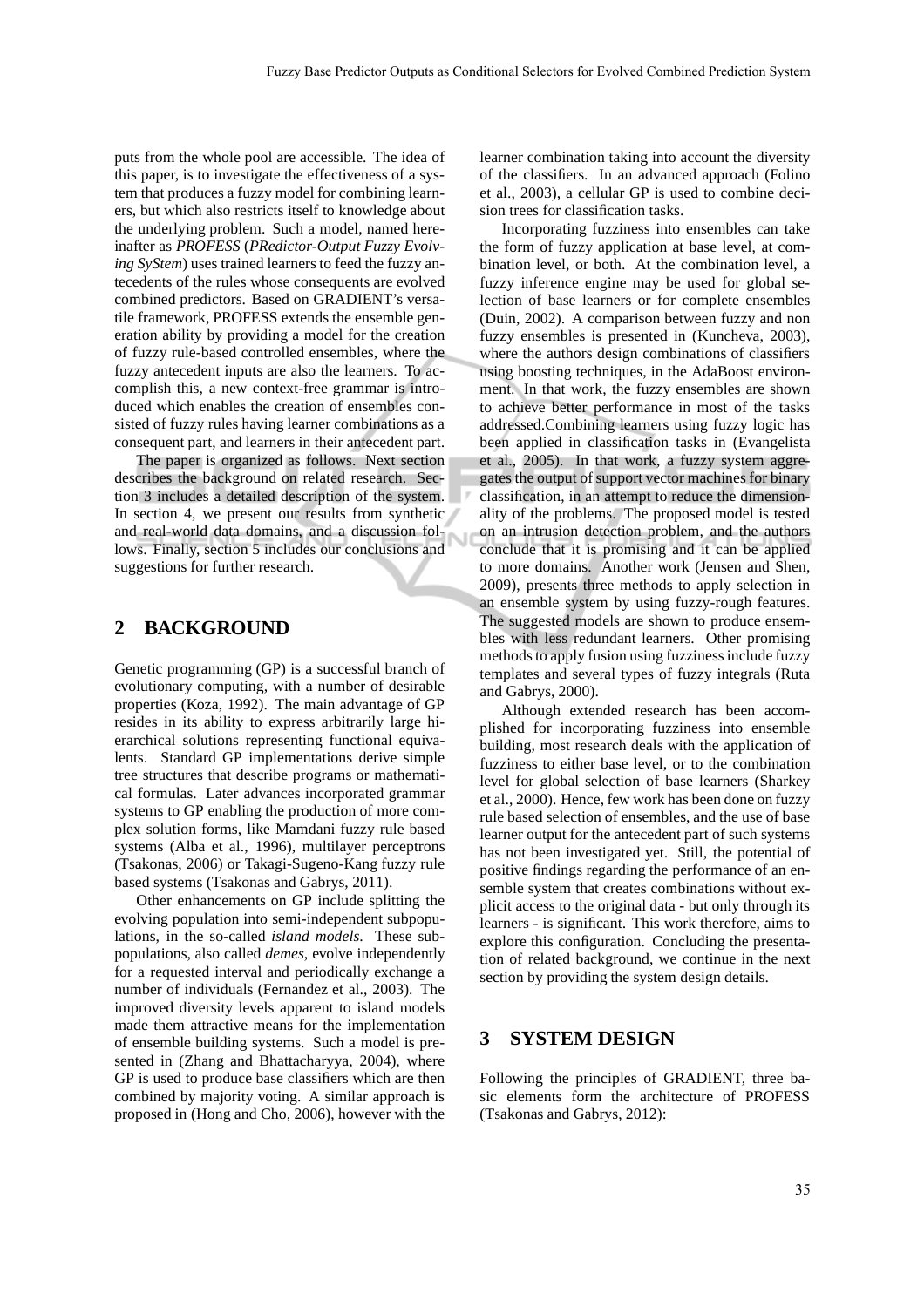puts from the whole pool are accessible. The idea of this paper, is to investigate the effectiveness of a system that produces a fuzzy model for combining learners, but which also restricts itself to knowledge about the underlying problem. Such a model, named hereinafter as *PROFESS* (*PRedictor-Output Fuzzy Evolving SyStem*) uses trained learners to feed the fuzzy antecedents of the rules whose consequents are evolved combined predictors. Based on GRADIENT's versatile framework, PROFESS extends the ensemble generation ability by providing a model for the creation of fuzzy rule-based controlled ensembles, where the fuzzy antecedent inputs are also the learners. To accomplish this, a new context-free grammar is introduced which enables the creation of ensembles consisted of fuzzy rules having learner combinations as a consequent part, and learners in their antecedent part.

The paper is organized as follows. Next section describes the background on related research. Section 3 includes a detailed description of the system. In section 4, we present our results from synthetic and real-world data domains, and a discussion follows. Finally, section 5 includes our conclusions and suggestions for further research.

## 2 BACKGROUND

Genetic programming (GP) is a successful branch of evolutionary computing, with a number of desirable properties (Koza, 1992). The main advantage of GP resides in its ability to express arbitrarily large hierarchical solutions representing functional equivalents. Standard GP implementations derive simple tree structures that describe programs or mathematical formulas. Later advances incorporated grammar systems to GP enabling the production of more complex solution forms, like Mamdani fuzzy rule based systems (Alba et al., 1996), multilayer perceptrons (Tsakonas, 2006) or Takagi-Sugeno-Kang fuzzy rule based systems (Tsakonas and Gabrys, 2011).

Other enhancements on GP include splitting the evolving population into semi-independent subpopulations, in the so-called *island models*. These subpopulations, also called *demes*, evolve independently for a requested interval and periodically exchange a number of individuals (Fernandez et al., 2003). The improved diversity levels apparent to island models made them attractive means for the implementation of ensemble building systems. Such a model is presented in (Zhang and Bhattacharyya, 2004), where GP is used to produce base classifiers which are then combined by majority voting. A similar approach is proposed in (Hong and Cho, 2006), however with the learner combination taking into account the diversity of the classifiers. In an advanced approach (Folino et al., 2003), a cellular GP is used to combine decision trees for classification tasks.

Incorporating fuzziness into ensembles can take the form of fuzzy application at base level, at combination level, or both. At the combination level, a fuzzy inference engine may be used for global selection of base learners or for complete ensembles (Duin, 2002). A comparison between fuzzy and non fuzzy ensembles is presented in (Kuncheva, 2003), where the authors design combinations of classifiers using boosting techniques, in the AdaBoost environment. In that work, the fuzzy ensembles are shown to achieve better performance in most of the tasks addressed.Combining learners using fuzzy logic has been applied in classification tasks in (Evangelista et al., 2005). In that work, a fuzzy system aggregates the output of support vector machines for binary classification, in an attempt to reduce the dimensionality of the problems. The proposed model is tested on an intrusion detection problem, and the authors conclude that it is promising and it can be applied to more domains. Another work (Jensen and Shen, 2009), presents three methods to apply selection in an ensemble system by using fuzzy-rough features. The suggested models are shown to produce ensembles with less redundant learners. Other promising methods to apply fusion using fuzziness include fuzzy templates and several types of fuzzy integrals (Ruta and Gabrys, 2000).

Although extended research has been accomplished for incorporating fuzziness into ensemble building, most research deals with the application of fuzziness to either base level, or to the combination level for global selection of base learners (Sharkey et al., 2000). Hence, few work has been done on fuzzy rule based selection of ensembles, and the use of base learner output for the antecedent part of such systems has not been investigated yet. Still, the potential of positive findings regarding the performance of an ensemble system that creates combinations without explicit access to the original data - but only through its learners - is significant. This work therefore, aims to explore this configuration. Concluding the presentation of related background, we continue in the next section by providing the system design details.

## 3 SYSTEM DESIGN

Following the principles of GRADIENT, three basic elements form the architecture of PROFESS (Tsakonas and Gabrys, 2012):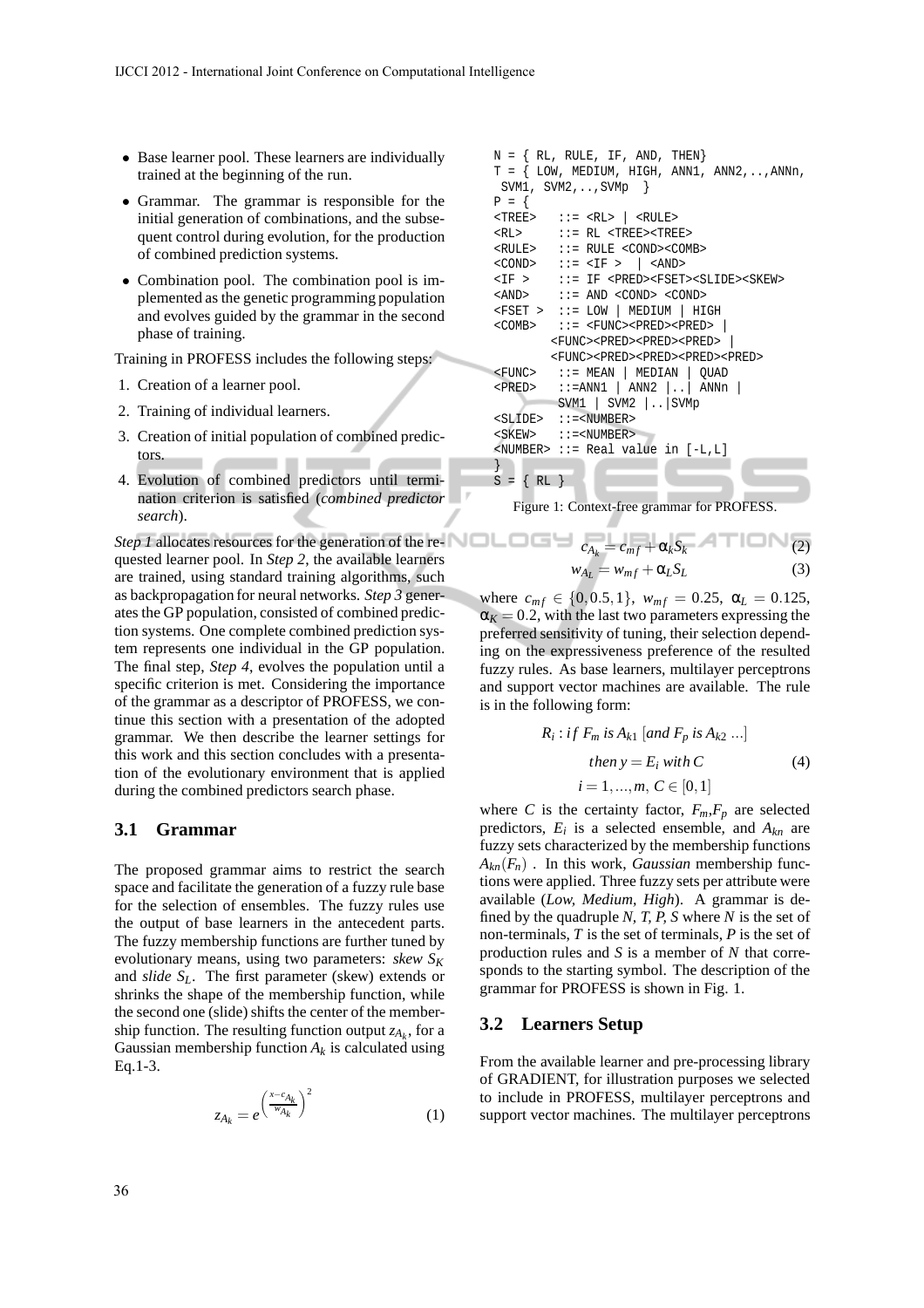- Base learner pool. These learners are individually trained at the beginning of the run.
- Grammar. The grammar is responsible for the initial generation of combinations, and the subsequent control during evolution, for the production of combined prediction systems.
- Combination pool. The combination pool is implemented as the genetic programming population and evolves guided by the grammar in the second phase of training.

Training in PROFESS includes the following steps:

1. Creation of a learner pool.
2. Training of individual learners.
3. Creation of initial population of combined predictors.
4. Evolution of combined predictors until termination criterion is satisfied (*combined predictor search*).

*Step 1* allocates resources for the generation of the requested learner pool. In *Step 2*, the available learners are trained, using standard training algorithms, such as backpropagation for neural networks. *Step 3* generates the GP population, consisted of combined prediction systems. One complete combined prediction system represents one individual in the GP population. The final step, *Step 4*, evolves the population until a specific criterion is met. Considering the importance of the grammar as a descriptor of PROFESS, we continue this section with a presentation of the adopted grammar. We then describe the learner settings for this work and this section concludes with a presentation of the evolutionary environment that is applied during the combined predictors search phase.

## 3.1 Grammar

The proposed grammar aims to restrict the search space and facilitate the generation of a fuzzy rule base for the selection of ensembles. The fuzzy rules use the output of base learners in the antecedent parts. The fuzzy membership functions are further tuned by evolutionary means, using two parameters: *skew* $S_K$ and *slide* $S_L$. The first parameter (skew) extends or shrinks the shape of the membership function, while the second one (slide) shifts the center of the membership function. The resulting function output $z_{A_k}$, for a Gaussian membership function $A_k$ is calculated using Eq.1-3.

$$z_{A_k} = e^{\left(\frac{x - c_{A_k}}{w_{A_k}}\right)^2} \tag{1}$$

```
N = { RL, RULE, IF, AND, THEN}
T = { LOW, MEDIUM, HIGH, ANN1, ANN2,..,ANNn,
 SVM1, SVM2,..,SVMp  }
P = {
<TREE>   ::= <RL> | <RULE>
<RL>     ::= RL <TREE><TREE>
<RULE>   ::= RULE <COND><COMB>
<COND>   ::= <IF >  | <AND>
<IF >    ::= IF <PRED><FSET><SLIDE><SKEW>
<AND>    ::= AND <COND> <COND>
<FSET >  ::= LOW | MEDIUM | HIGH
<COMB>   ::= <FUNC><PRED><PRED> |
        <FUNC><PRED><PRED><PRED> |
        <FUNC><PRED><PRED><PRED><PRED>
<FUNC>   ::= MEAN | MEDIAN | QUAD
<PRED>   ::=ANN1 | ANN2 |..| ANNn |
         SVM1 | SVM2 |..|SVMp
<SLIDE>  ::=<NUMBER>
<SKEW>   ::=<NUMBER>
<NUMBER> ::= Real value in [-L,L]
}
S = { RL }
```

Figure 1: Context-free grammar for PROFESS.

$$c_{A_k} = c_{mf} + \alpha_k S_k \tag{2}$$

$$w_{A_L} = w_{mf} + \alpha_L S_L \tag{3}$$

where $c_{mf} \in \{0, 0.5, 1\}$, $w_{mf} = 0.25$, $\alpha_L = 0.125$, $\alpha_K = 0.2$, with the last two parameters expressing the preferred sensitivity of tuning, their selection depending on the expressiveness preference of the resulted fuzzy rules. As base learners, multilayer perceptrons and support vector machines are available. The rule is in the following form:

$$\begin{gathered} R_i : if\ F_m\ is\ A_{k1}\ [and\ F_p\ is\ A_{k2}\ ...] \\ then\ y = E_i\ with\ C \\ i = 1, ..., m,\ C \in [0, 1] \end{gathered} \tag{4}$$

where $C$ is the certainty factor, $F_m$,$F_p$ are selected predictors, $E_i$ is a selected ensemble, and $A_{kn}$ are fuzzy sets characterized by the membership functions $A_{kn}(F_n)$ . In this work, *Gaussian* membership functions were applied. Three fuzzy sets per attribute were available (*Low, Medium, High*). A grammar is defined by the quadruple *N, T, P, S* where *N* is the set of non-terminals, *T* is the set of terminals, *P* is the set of production rules and *S* is a member of *N* that corresponds to the starting symbol. The description of the grammar for PROFESS is shown in Fig. 1.

## 3.2 Learners Setup

From the available learner and pre-processing library of GRADIENT, for illustration purposes we selected to include in PROFESS, multilayer perceptrons and support vector machines. The multilayer perceptrons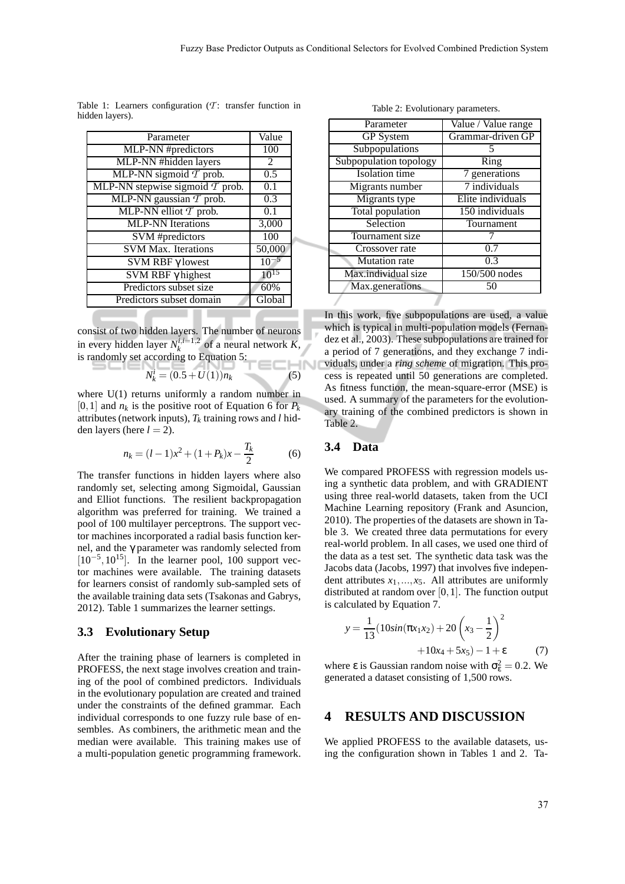Table 1: Learners configuration ($\mathcal{T}$: transfer function in hidden layers).

| Parameter | Value |
|---|---|
| MLP-NN #predictors | 100 |
| MLP-NN #hidden layers | 2 |
| MLP-NN sigmoid $\mathcal{T}$ prob. | 0.5 |
| MLP-NN stepwise sigmoid $\mathcal{T}$ prob. | 0.1 |
| MLP-NN gaussian $\mathcal{T}$ prob. | 0.3 |
| MLP-NN elliot $\mathcal{T}$ prob. | 0.1 |
| MLP-NN Iterations | 3,000 |
| SVM #predictors | 100 |
| SVM Max. Iterations | 50,000 |
| SVM RBF $\gamma$ lowest | $10^{-5}$ |
| SVM RBF $\gamma$ highest | $10^{15}$ |
| Predictors subset size | 60% |
| Predictors subset domain | Global |

consist of two hidden layers. The number of neurons in every hidden layer $N_k^{i,i=1,2}$ of a neural network $K$, is randomly set according to Equation 5:

$$N_k^i = (0.5 + U(1))n_k \tag{5}$$

where U(1) returns uniformly a random number in $[0,1]$ and $n_k$ is the positive root of Equation 6 for $P_k$ attributes (network inputs), $T_k$ training rows and $l$ hidden layers (here $l = 2$).

$$n_k = (l-1)x^2 + (1+P_k)x - \frac{T_k}{2} \tag{6}$$

The transfer functions in hidden layers where also randomly set, selecting among Sigmoidal, Gaussian and Elliot functions. The resilient backpropagation algorithm was preferred for training. We trained a pool of 100 multilayer perceptrons. The support vector machines incorporated a radial basis function kernel, and the $\gamma$ parameter was randomly selected from $[10^{-5}, 10^{15}]$. In the learner pool, 100 support vector machines were available. The training datasets for learners consist of randomly sub-sampled sets of the available training data sets (Tsakonas and Gabrys, 2012). Table 1 summarizes the learner settings.

### 3.3 Evolutionary Setup

After the training phase of learners is completed in PROFESS, the next stage involves creation and training of the pool of combined predictors. Individuals in the evolutionary population are created and trained under the constraints of the defined grammar. Each individual corresponds to one fuzzy rule base of ensembles. As combiners, the arithmetic mean and the median were available. This training makes use of a multi-population genetic programming framework.

Table 2: Evolutionary parameters.

| Parameter | Value / Value range |
|---|---|
| GP System | Grammar-driven GP |
| Subpopulations | 5 |
| Subpopulation topology | Ring |
| Isolation time | 7 generations |
| Migrants number | 7 individuals |
| Migrants type | Elite individuals |
| Total population | 150 individuals |
| Selection | Tournament |
| Tournament size | 7 |
| Crossover rate | 0.7 |
| Mutation rate | 0.3 |
| Max.individual size | 150/500 nodes |
| Max.generations | 50 |

In this work, five subpopulations are used, a value which is typical in multi-population models (Fernandez et al., 2003). These subpopulations are trained for a period of 7 generations, and they exchange 7 individuals, under a *ring scheme* of migration. This process is repeated until 50 generations are completed. As fitness function, the mean-square-error (MSE) is used. A summary of the parameters for the evolutionary training of the combined predictors is shown in Table 2.

### 3.4 Data

We compared PROFESS with regression models using a synthetic data problem, and with GRADIENT using three real-world datasets, taken from the UCI Machine Learning repository (Frank and Asuncion, 2010). The properties of the datasets are shown in Table 3. We created three data permutations for every real-world problem. In all cases, we used one third of the data as a test set. The synthetic data task was the Jacobs data (Jacobs, 1997) that involves five independent attributes $x_1, ..., x_5$. All attributes are uniformly distributed at random over $[0,1]$. The function output is calculated by Equation 7.

$$y = \frac{1}{13}(10sin(\pi x_1 x_2) + 20\left(x_3 - \frac{1}{2}\right)^2 + 10x_4 + 5x_5) - 1 + \varepsilon \tag{7}$$

where $\varepsilon$ is Gaussian random noise with $\sigma_\varepsilon^2 = 0.2$. We generated a dataset consisting of 1,500 rows.

## 4 RESULTS AND DISCUSSION

We applied PROFESS to the available datasets, using the configuration shown in Tables 1 and 2. Ta-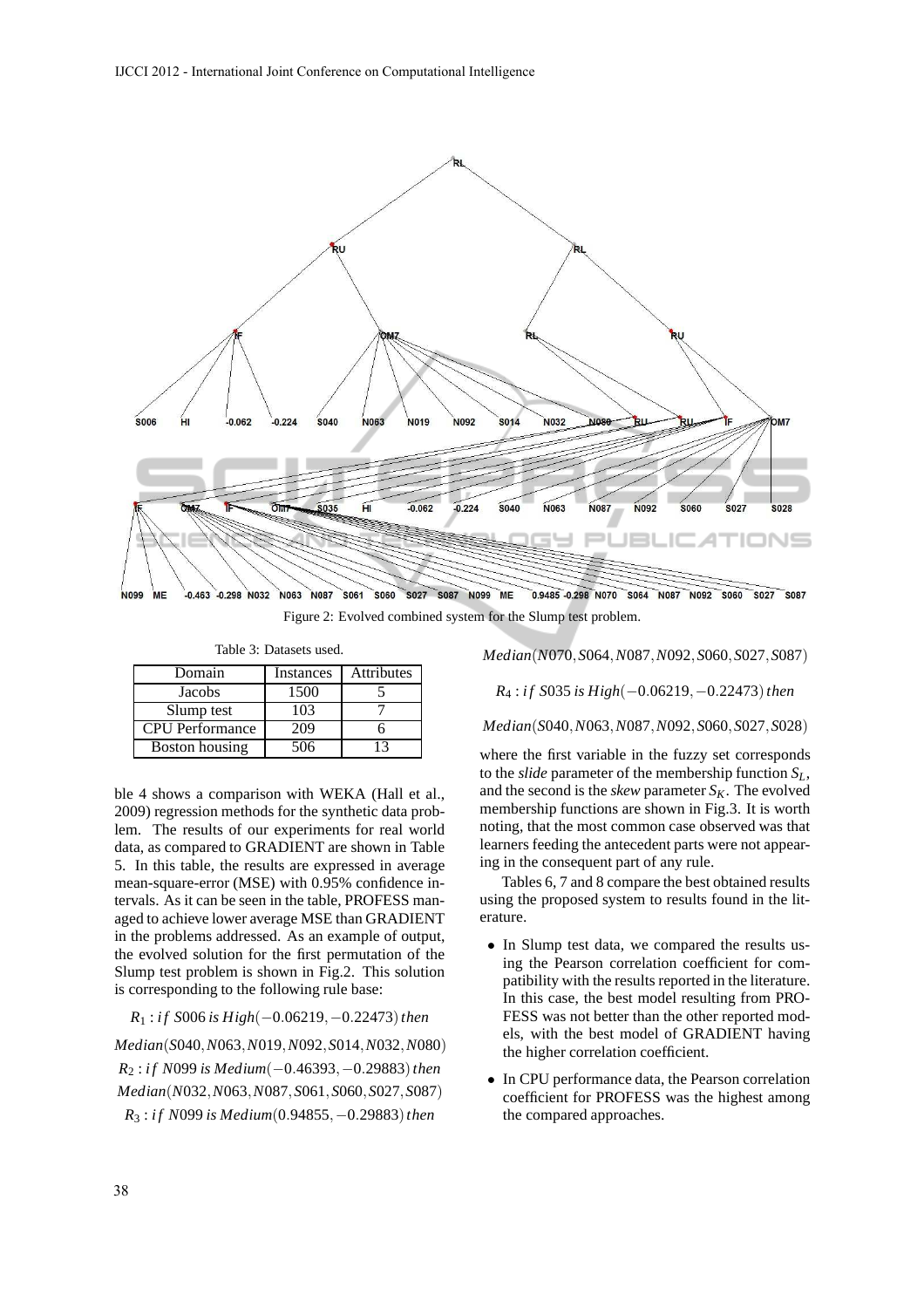Figure 2: Evolved combined system for the Slump test problem.

Table 3: Datasets used.

| Domain | Instances | Attributes |
|---|---|---|
| Jacobs | 1500 | 5 |
| Slump test | 103 | 7 |
| CPU Performance | 209 | 6 |
| Boston housing | 506 | 13 |

ble 4 shows a comparison with WEKA (Hall et al., 2009) regression methods for the synthetic data problem. The results of our experiments for real world data, as compared to GRADIENT are shown in Table 5. In this table, the results are expressed in average mean-square-error (MSE) with 0.95% confidence intervals. As it can be seen in the table, PROFESS managed to achieve lower average MSE than GRADIENT in the problems addressed. As an example of output, the evolved solution for the first permutation of the Slump test problem is shown in Fig.2. This solution is corresponding to the following rule base:

$$R_1 : if\ S006\ is\ High(-0.06219, -0.22473)\ then$$
$$Median(S040, N063, N019, N092, S014, N032, N080)$$
$$R_2 : if\ N099\ is\ Medium(-0.46393, -0.29883)\ then$$
$$Median(N032, N063, N087, S061, S060, S027, S087)$$
$$R_3 : if\ N099\ is\ Medium(0.94855, -0.29883)\ then$$
$$Median(N070, S064, N087, N092, S060, S027, S087)$$
$$R_4 : if\ S035\ is\ High(-0.06219, -0.22473)\ then$$
$$Median(S040, N063, N087, N092, S060, S027, S028)$$

where the first variable in the fuzzy set corresponds to the *slide* parameter of the membership function $S_L$, and the second is the *skew* parameter $S_K$. The evolved membership functions are shown in Fig.3. It is worth noting, that the most common case observed was that learners feeding the antecedent parts were not appearing in the consequent part of any rule.

Tables 6, 7 and 8 compare the best obtained results using the proposed system to results found in the literature.

- In Slump test data, we compared the results using the Pearson correlation coefficient for compatibility with the results reported in the literature. In this case, the best model resulting from PROFESS was not better than the other reported models, with the best model of GRADIENT having the higher correlation coefficient.
- In CPU performance data, the Pearson correlation coefficient for PROFESS was the highest among the compared approaches.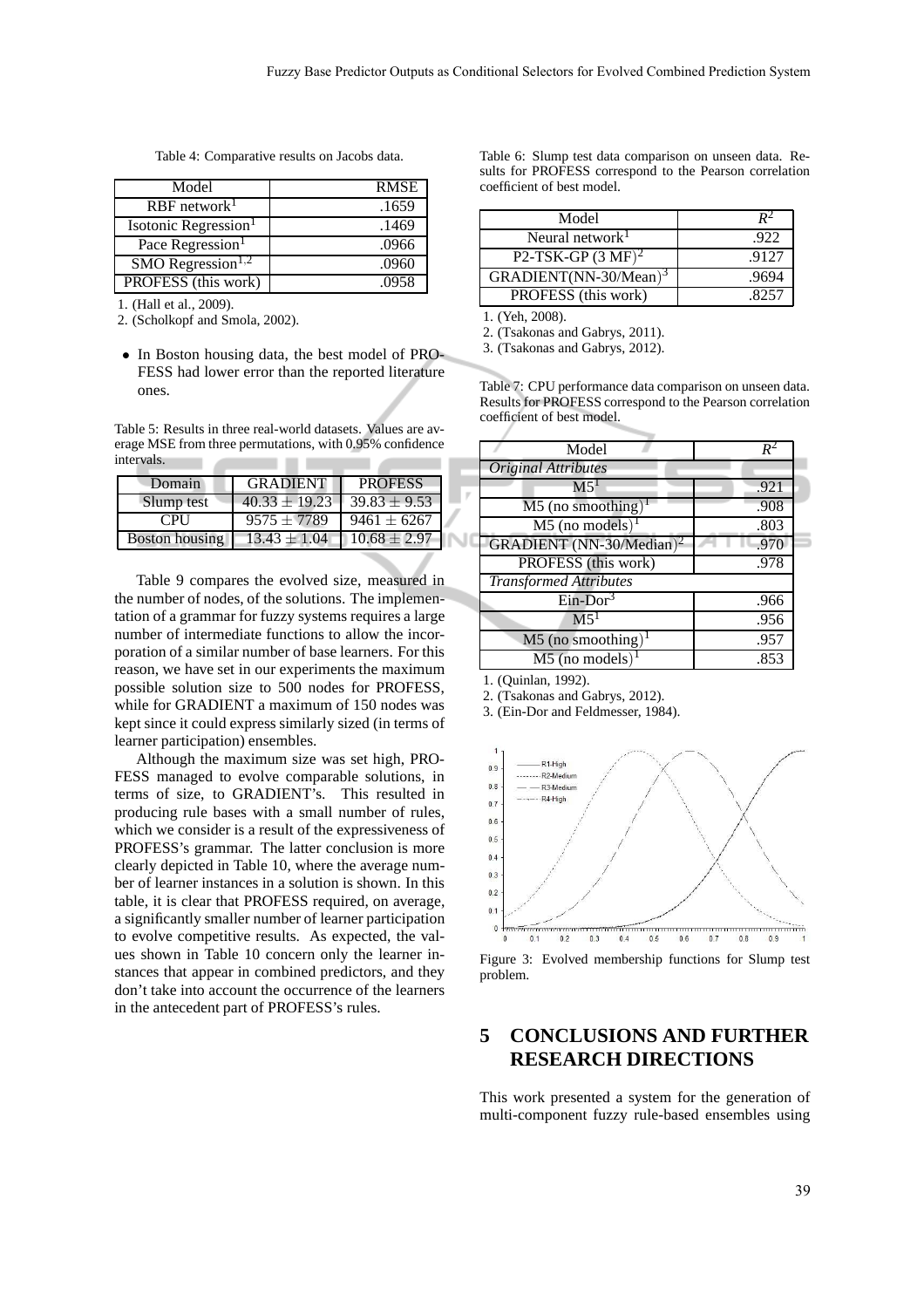Table 4: Comparative results on Jacobs data.

| Model | RMSE |
|---|---|
| RBF network[1] | .1659 |
| Isotonic Regression[1] | .1469 |
| Pace Regression[1] | .0966 |
| SMO Regression[1,2] | .0960 |
| PROFESS (this work) | .0958 |

1. (Hall et al., 2009).
2. (Scholkopf and Smola, 2002).

- In Boston housing data, the best model of PROFESS had lower error than the reported literature ones.

Table 5: Results in three real-world datasets. Values are average MSE from three permutations, with 0.95% confidence intervals.

| Domain | GRADIENT | PROFESS |
|---|---|---|
| Slump test | $40.33 \pm 19.23$ | $39.83 \pm 9.53$ |
| CPU | $9575 \pm 7789$ | $9461 \pm 6267$ |
| Boston housing | $13.43 \pm 1.04$ | $10.68 \pm 2.97$ |

Table 9 compares the evolved size, measured in the number of nodes, of the solutions. The implementation of a grammar for fuzzy systems requires a large number of intermediate functions to allow the incorporation of a similar number of base learners. For this reason, we have set in our experiments the maximum possible solution size to 500 nodes for PROFESS, while for GRADIENT a maximum of 150 nodes was kept since it could express similarly sized (in terms of learner participation) ensembles.

Although the maximum size was set high, PROFESS managed to evolve comparable solutions, in terms of size, to GRADIENT's. This resulted in producing rule bases with a small number of rules, which we consider is a result of the expressiveness of PROFESS's grammar. The latter conclusion is more clearly depicted in Table 10, where the average number of learner instances in a solution is shown. In this table, it is clear that PROFESS required, on average, a significantly smaller number of learner participation to evolve competitive results. As expected, the values shown in Table 10 concern only the learner instances that appear in combined predictors, and they don't take into account the occurrence of the learners in the antecedent part of PROFESS's rules.

Table 6: Slump test data comparison on unseen data. Results for PROFESS correspond to the Pearson correlation coefficient of best model.

| Model | $R^2$ |
|---|---|
| Neural network[1] | .922 |
| P2-TSK-GP (3 MF)[2] | .9127 |
| GRADIENT(NN-30/Mean)[3] | .9694 |
| PROFESS (this work) | .8257 |

1. (Yeh, 2008).
2. (Tsakonas and Gabrys, 2011).
3. (Tsakonas and Gabrys, 2012).

Table 7: CPU performance data comparison on unseen data. Results for PROFESS correspond to the Pearson correlation coefficient of best model.

| Model | $R^2$ |
|---|---|
| *Original Attributes* | |
| M5[1] | .921 |
| M5 (no smoothing)[1] | .908 |
| M5 (no models)[1] | .803 |
| GRADIENT (NN-30/Median)[2] | .970 |
| PROFESS (this work) | .978 |
| *Transformed Attributes* | |
| Ein-Dor[3] | .966 |
| M5[1] | .956 |
| M5 (no smoothing)[1] | .957 |
| M5 (no models)[1] | .853 |

1. (Quinlan, 1992).
2. (Tsakonas and Gabrys, 2012).
3. (Ein-Dor and Feldmesser, 1984).

Figure 3: Evolved membership functions for Slump test problem.

## 5 CONCLUSIONS AND FURTHER RESEARCH DIRECTIONS

This work presented a system for the generation of multi-component fuzzy rule-based ensembles using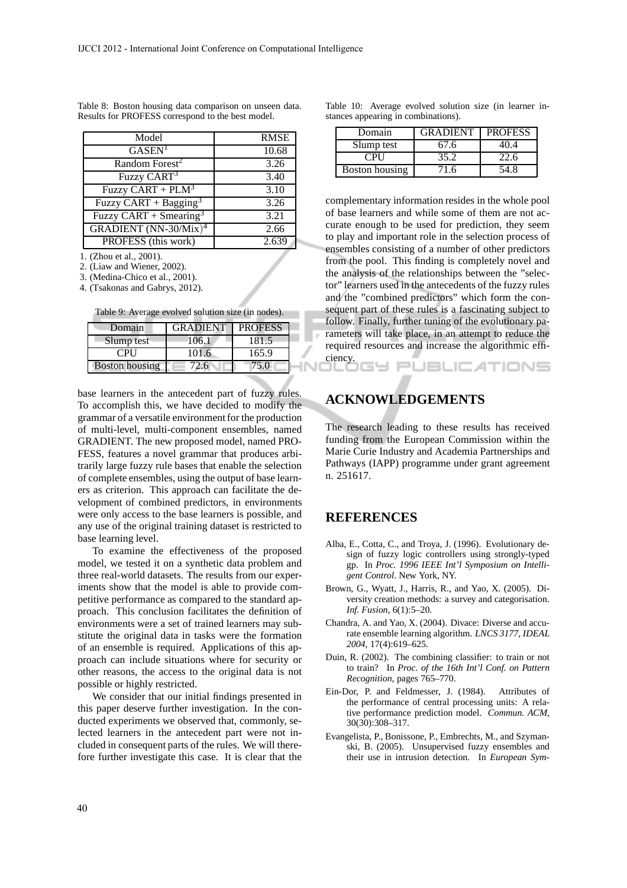Table 8: Boston housing data comparison on unseen data. Results for PROFESS correspond to the best model.

| Model | RMSE |
|---|---|
| GASEN[1] | 10.68 |
| Random Forest[2] | 3.26 |
| Fuzzy CART[3] | 3.40 |
| Fuzzy CART + PLM[3] | 3.10 |
| Fuzzy CART + Bagging[3] | 3.26 |
| Fuzzy CART + Smearing[3] | 3.21 |
| GRADIENT (NN-30/Mix)[4] | 2.66 |
| PROFESS (this work) | 2.639 |

1. (Zhou et al., 2001).
2. (Liaw and Wiener, 2002).
3. (Medina-Chico et al., 2001).
4. (Tsakonas and Gabrys, 2012).

Table 9: Average evolved solution size (in nodes).

| Domain | GRADIENT | PROFESS |
|---|---|---|
| Slump test | 106.1 | 181.5 |
| CPU | 101.6 | 165.9 |
| Boston housing | 72.6 | 75.0 |

base learners in the antecedent part of fuzzy rules. To accomplish this, we have decided to modify the grammar of a versatile environment for the production of multi-level, multi-component ensembles, named GRADIENT. The new proposed model, named PROFESS, features a novel grammar that produces arbitrarily large fuzzy rule bases that enable the selection of complete ensembles, using the output of base learners as criterion. This approach can facilitate the development of combined predictors, in environments were only access to the base learners is possible, and any use of the original training dataset is restricted to base learning level.

To examine the effectiveness of the proposed model, we tested it on a synthetic data problem and three real-world datasets. The results from our experiments show that the model is able to provide competitive performance as compared to the standard approach. This conclusion facilitates the definition of environments were a set of trained learners may substitute the original data in tasks were the formation of an ensemble is required. Applications of this approach can include situations where for security or other reasons, the access to the original data is not possible or highly restricted.

We consider that our initial findings presented in this paper deserve further investigation. In the conducted experiments we observed that, commonly, selected learners in the antecedent part were not included in consequent parts of the rules. We will therefore further investigate this case. It is clear that the complementary information resides in the whole pool of base learners and while some of them are not accurate enough to be used for prediction, they seem to play and important role in the selection process of ensembles consisting of a number of other predictors from the pool. This finding is completely novel and the analysis of the relationships between the "selector" learners used in the antecedents of the fuzzy rules and the "combined predictors" which form the consequent part of these rules is a fascinating subject to follow. Finally, further tuning of the evolutionary parameters will take place, in an attempt to reduce the required resources and increase the algorithmic efficiency.

Table 10: Average evolved solution size (in learner instances appearing in combinations).

| Domain | GRADIENT | PROFESS |
|---|---|---|
| Slump test | 67.6 | 40.4 |
| CPU | 35.2 | 22.6 |
| Boston housing | 71.6 | 54.8 |

## ACKNOWLEDGEMENTS

The research leading to these results has received funding from the European Commission within the Marie Curie Industry and Academia Partnerships and Pathways (IAPP) programme under grant agreement n. 251617.

## REFERENCES

Alba, E., Cotta, C., and Troya, J. (1996). Evolutionary design of fuzzy logic controllers using strongly-typed gp. In *Proc. 1996 IEEE Int'l Symposium on Intelligent Control*. New York, NY.

Brown, G., Wyatt, J., Harris, R., and Yao, X. (2005). Diversity creation methods: a survey and categorisation. *Inf. Fusion*, 6(1):5–20.

Chandra, A. and Yao, X. (2004). Divace: Diverse and accurate ensemble learning algorithm. *LNCS 3177, IDEAL 2004*, 17(4):619–625.

Duin, R. (2002). The combining classifier: to train or not to train? In *Proc. of the 16th Int'l Conf. on Pattern Recognition*, pages 765–770.

Ein-Dor, P. and Feldmesser, J. (1984). Attributes of the performance of central processing units: A relative performance prediction model. *Commun. ACM*, 30(30):308–317.

Evangelista, P., Bonissone, P., Embrechts, M., and Szymanski, B. (2005). Unsupervised fuzzy ensembles and their use in intrusion detection. In *European Sym-*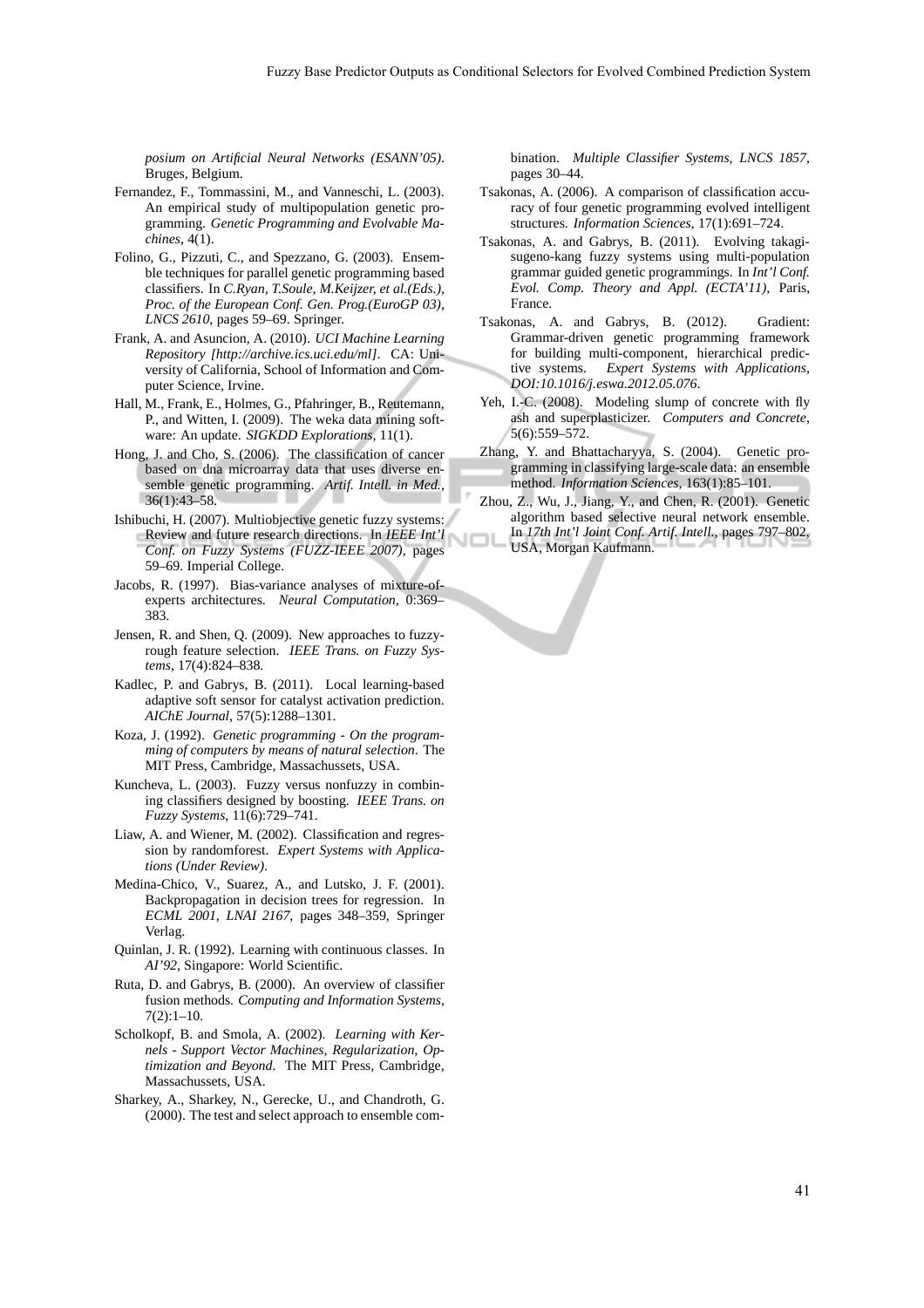*posium on Artificial Neural Networks (ESANN'05)*. Bruges, Belgium.

Fernandez, F., Tommassini, M., and Vanneschi, L. (2003). An empirical study of multipopulation genetic programming. *Genetic Programming and Evolvable Machines*, 4(1).

Folino, G., Pizzuti, C., and Spezzano, G. (2003). Ensemble techniques for parallel genetic programming based classifiers. In *C.Ryan, T.Soule, M.Keijzer, et al.(Eds.), Proc. of the European Conf. Gen. Prog.(EuroGP 03), LNCS 2610*, pages 59–69. Springer.

Frank, A. and Asuncion, A. (2010). *UCI Machine Learning Repository [http://archive.ics.uci.edu/ml]*. CA: University of California, School of Information and Computer Science, Irvine.

Hall, M., Frank, E., Holmes, G., Pfahringer, B., Reutemann, P., and Witten, I. (2009). The weka data mining software: An update. *SIGKDD Explorations*, 11(1).

Hong, J. and Cho, S. (2006). The classification of cancer based on dna microarray data that uses diverse ensemble genetic programming. *Artif. Intell. in Med.*, 36(1):43–58.

Ishibuchi, H. (2007). Multiobjective genetic fuzzy systems: Review and future research directions. In *IEEE Int'l Conf. on Fuzzy Systems (FUZZ-IEEE 2007)*, pages 59–69. Imperial College.

Jacobs, R. (1997). Bias-variance analyses of mixture-of-experts architectures. *Neural Computation*, 0:369–383.

Jensen, R. and Shen, Q. (2009). New approaches to fuzzy-rough feature selection. *IEEE Trans. on Fuzzy Systems*, 17(4):824–838.

Kadlec, P. and Gabrys, B. (2011). Local learning-based adaptive soft sensor for catalyst activation prediction. *AIChE Journal*, 57(5):1288–1301.

Koza, J. (1992). *Genetic programming - On the programming of computers by means of natural selection*. The MIT Press, Cambridge, Massachussets, USA.

Kuncheva, L. (2003). Fuzzy versus nonfuzzy in combining classifiers designed by boosting. *IEEE Trans. on Fuzzy Systems*, 11(6):729–741.

Liaw, A. and Wiener, M. (2002). Classification and regression by randomforest. *Expert Systems with Applications (Under Review)*.

Medina-Chico, V., Suarez, A., and Lutsko, J. F. (2001). Backpropagation in decision trees for regression. In *ECML 2001, LNAI 2167*, pages 348–359, Springer Verlag.

Quinlan, J. R. (1992). Learning with continuous classes. In *AI'92*, Singapore: World Scientific.

Ruta, D. and Gabrys, B. (2000). An overview of classifier fusion methods. *Computing and Information Systems*, 7(2):1–10.

Scholkopf, B. and Smola, A. (2002). *Learning with Kernels - Support Vector Machines, Regularization, Optimization and Beyond*. The MIT Press, Cambridge, Massachussets, USA.

Sharkey, A., Sharkey, N., Gerecke, U., and Chandroth, G. (2000). The test and select approach to ensemble combination. *Multiple Classifier Systems, LNCS 1857*, pages 30–44.

Tsakonas, A. (2006). A comparison of classification accuracy of four genetic programming evolved intelligent structures. *Information Sciences*, 17(1):691–724.

Tsakonas, A. and Gabrys, B. (2011). Evolving takagi-sugeno-kang fuzzy systems using multi-population grammar guided genetic programmings. In *Int'l Conf. Evol. Comp. Theory and Appl. (ECTA'11)*, Paris, France.

Tsakonas, A. and Gabrys, B. (2012). Gradient: Grammar-driven genetic programming framework for building multi-component, hierarchical predictive systems. *Expert Systems with Applications, DOI:10.1016/j.eswa.2012.05.076*.

Yeh, I.-C. (2008). Modeling slump of concrete with fly ash and superplasticizer. *Computers and Concrete*, 5(6):559–572.

Zhang, Y. and Bhattacharyya, S. (2004). Genetic programming in classifying large-scale data: an ensemble method. *Information Sciences*, 163(1):85–101.

Zhou, Z., Wu, J., Jiang, Y., and Chen, R. (2001). Genetic algorithm based selective neural network ensemble. In *17th Int'l Joint Conf. Artif. Intell.*, pages 797–802, USA, Morgan Kaufmann.